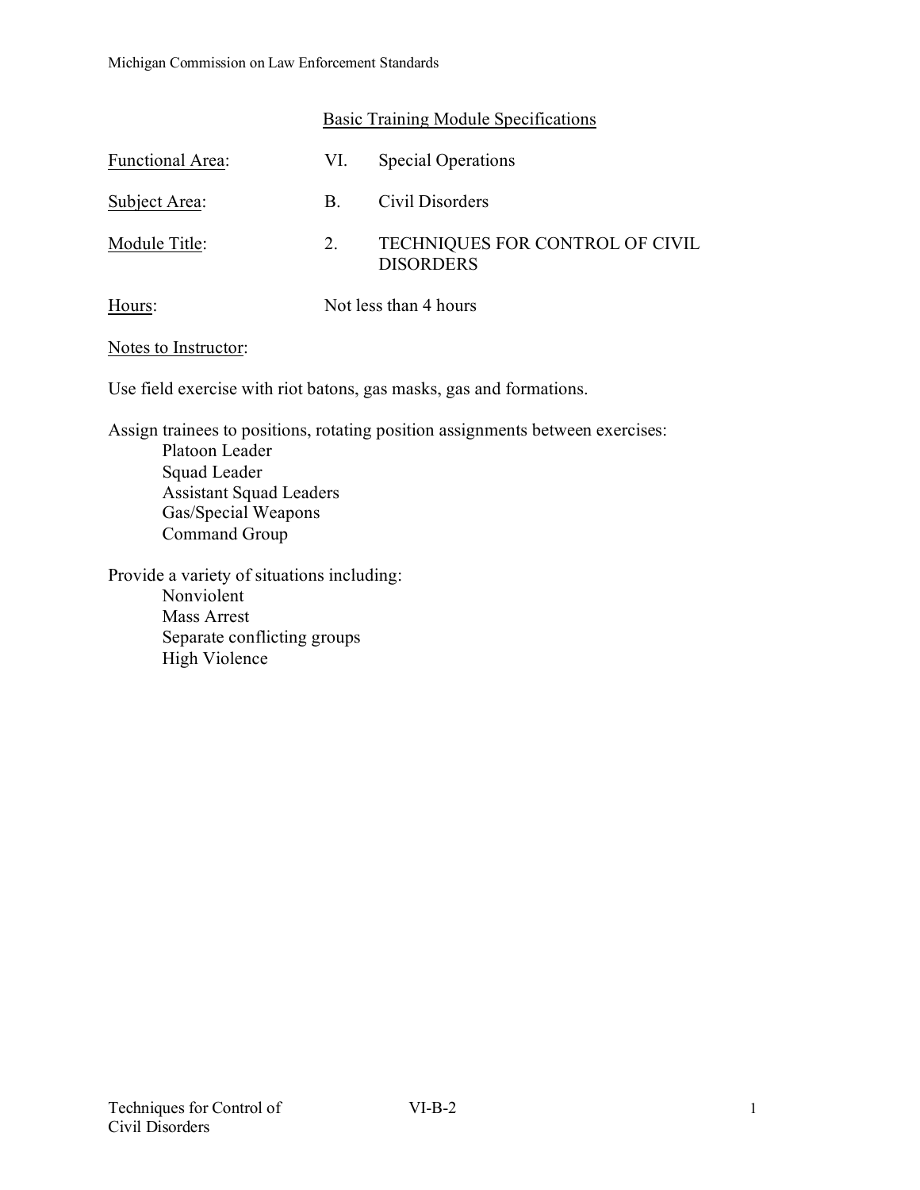Michigan Commission on Law Enforcement Standards

## Basic Training Module Specifications

| | | |
|---|---|---|
| Functional Area: | VI. | Special Operations |
| Subject Area: | B. | Civil Disorders |
| Module Title: | 2. | TECHNIQUES FOR CONTROL OF CIVIL DISORDERS |
| Hours: | Not less than 4 hours | |

Notes to Instructor:

Use field exercise with riot batons, gas masks, gas and formations.

Assign trainees to positions, rotating position assignments between exercises:

- Platoon Leader
- Squad Leader
- Assistant Squad Leaders
- Gas/Special Weapons
- Command Group

Provide a variety of situations including:

- Nonviolent
- Mass Arrest
- Separate conflicting groups
- High Violence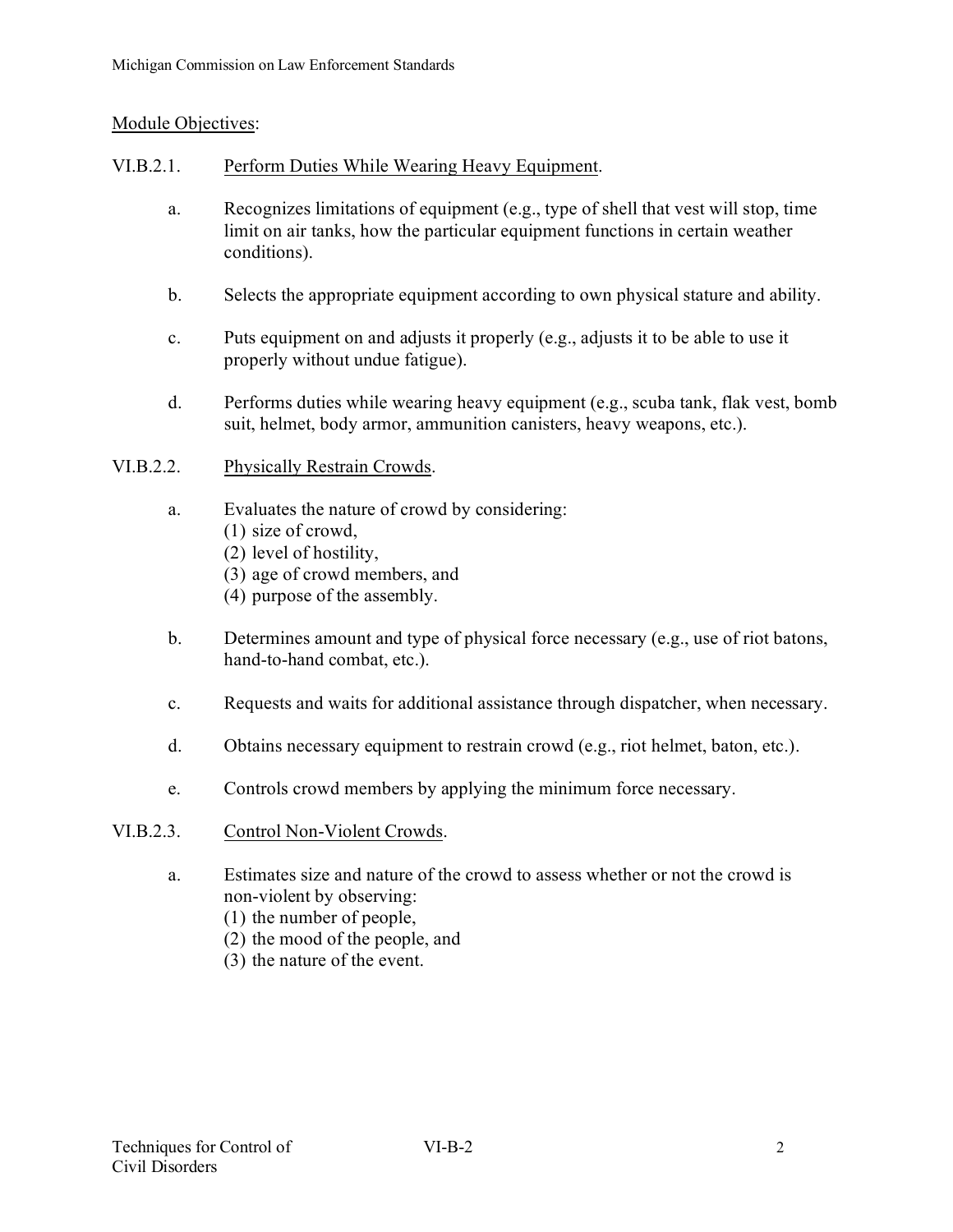Module Objectives:

VI.B.2.1. Perform Duties While Wearing Heavy Equipment.

a. Recognizes limitations of equipment (e.g., type of shell that vest will stop, time limit on air tanks, how the particular equipment functions in certain weather conditions).

b. Selects the appropriate equipment according to own physical stature and ability.

c. Puts equipment on and adjusts it properly (e.g., adjusts it to be able to use it properly without undue fatigue).

d. Performs duties while wearing heavy equipment (e.g., scuba tank, flak vest, bomb suit, helmet, body armor, ammunition canisters, heavy weapons, etc.).

VI.B.2.2. Physically Restrain Crowds.

a. Evaluates the nature of crowd by considering:
(1) size of crowd,
(2) level of hostility,
(3) age of crowd members, and
(4) purpose of the assembly.

b. Determines amount and type of physical force necessary (e.g., use of riot batons, hand-to-hand combat, etc.).

c. Requests and waits for additional assistance through dispatcher, when necessary.

d. Obtains necessary equipment to restrain crowd (e.g., riot helmet, baton, etc.).

e. Controls crowd members by applying the minimum force necessary.

VI.B.2.3. Control Non-Violent Crowds.

a. Estimates size and nature of the crowd to assess whether or not the crowd is non-violent by observing:
(1) the number of people,
(2) the mood of the people, and
(3) the nature of the event.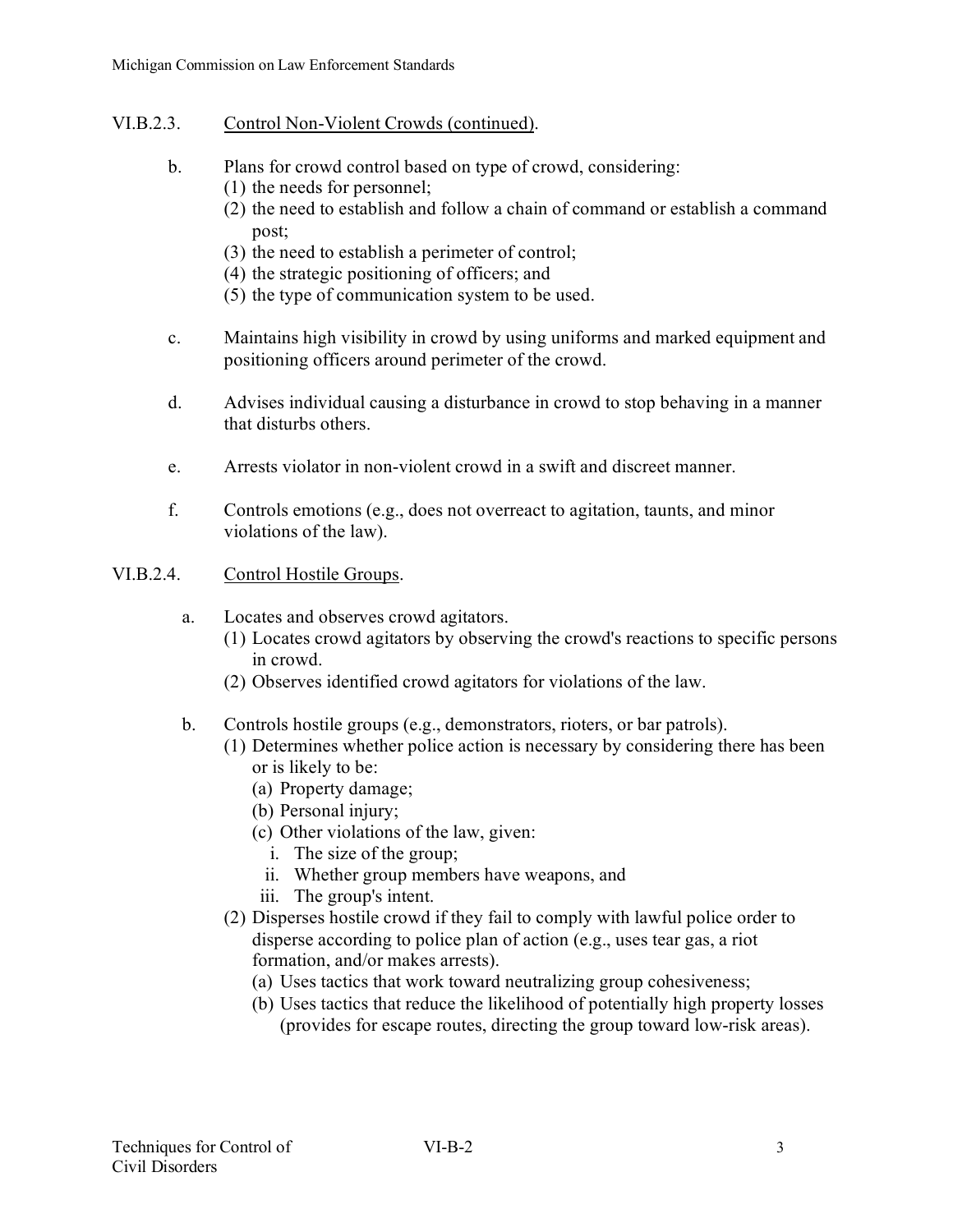## VI.B.2.3. Control Non-Violent Crowds (continued).

b. Plans for crowd control based on type of crowd, considering:
   (1) the needs for personnel;
   (2) the need to establish and follow a chain of command or establish a command post;
   (3) the need to establish a perimeter of control;
   (4) the strategic positioning of officers; and
   (5) the type of communication system to be used.

c. Maintains high visibility in crowd by using uniforms and marked equipment and positioning officers around perimeter of the crowd.

d. Advises individual causing a disturbance in crowd to stop behaving in a manner that disturbs others.

e. Arrests violator in non-violent crowd in a swift and discreet manner.

f. Controls emotions (e.g., does not overreact to agitation, taunts, and minor violations of the law).

## VI.B.2.4. Control Hostile Groups.

a. Locates and observes crowd agitators.
   (1) Locates crowd agitators by observing the crowd's reactions to specific persons in crowd.
   (2) Observes identified crowd agitators for violations of the law.

b. Controls hostile groups (e.g., demonstrators, rioters, or bar patrols).
   (1) Determines whether police action is necessary by considering there has been or is likely to be:
      (a) Property damage;
      (b) Personal injury;
      (c) Other violations of the law, given:
         i. The size of the group;
         ii. Whether group members have weapons, and
         iii. The group's intent.
   (2) Disperses hostile crowd if they fail to comply with lawful police order to disperse according to police plan of action (e.g., uses tear gas, a riot formation, and/or makes arrests).
      (a) Uses tactics that work toward neutralizing group cohesiveness;
      (b) Uses tactics that reduce the likelihood of potentially high property losses (provides for escape routes, directing the group toward low-risk areas).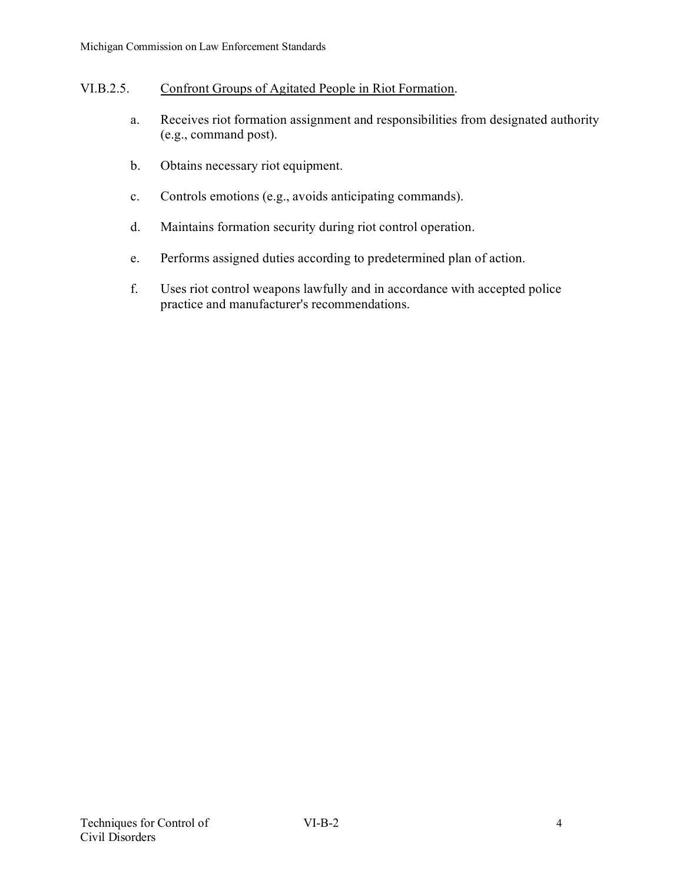VI.B.2.5. <u>Confront Groups of Agitated People in Riot Formation</u>.

a. Receives riot formation assignment and responsibilities from designated authority (e.g., command post).

b. Obtains necessary riot equipment.

c. Controls emotions (e.g., avoids anticipating commands).

d. Maintains formation security during riot control operation.

e. Performs assigned duties according to predetermined plan of action.

f. Uses riot control weapons lawfully and in accordance with accepted police practice and manufacturer's recommendations.